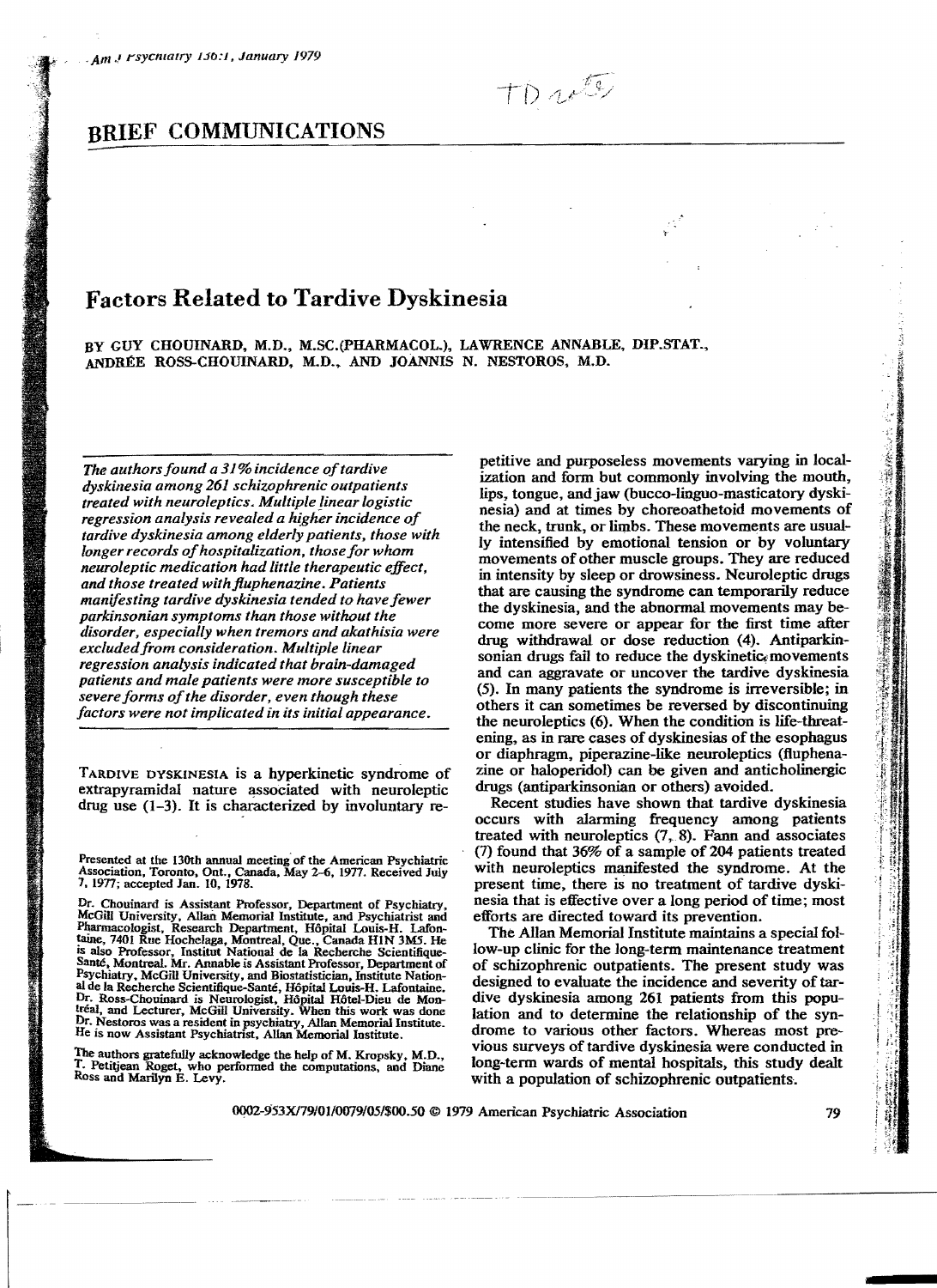BRIEF COMMUNICATIONS

# Factors Related to Tardive Dyskinesia

BY GUY CHOUINARD, M.D., M.SC.(PHARMACOL.), LAWRENCE ANNABLE, DIP.STAT., ANDRÉE ROSS-CHOUINARD, M.D., AND JOANNIS N. NESTOROS, M.D.

*The authors found a 31% incidence of tardive dyskinesia among 261 schizophrenic outpatients treated with neuroleptics. Multiple linear logistic regression analysis revealed a higher incidence of tardive dyskinesia among elderly patients, those with longer records of hospitalization, those for whom neuroleptic medication had little therapeutic effect, and those treated with fluphenazine. Patients manifesting tardive dyskinesia tended to have fewer parkinsonian symptoms than those without the disorder, especially when tremors and akathisia were excluded from consideration. Multiple linear regression analysis indicated that brain-damaged patients and male patients were more susceptible to severe forms of the disorder, even though these factors were not implicated in its initial appearance.*

TARDIVE DYSKINESIA is a hyperkinetic syndrome of extrapyramidal nature associated with neuroleptic drug use (1–3). It is characterized by involuntary repetitive and purposeless movements varying in localization and form but commonly involving the mouth, lips, tongue, and jaw (bucco-linguo-masticatory dyskinesia) and at times by choreoathetoid movements of the neck, trunk, or limbs. These movements are usually intensified by emotional tension or by voluntary movements of other muscle groups. They are reduced in intensity by sleep or drowsiness. Neuroleptic drugs that are causing the syndrome can temporarily reduce the dyskinesia, and the abnormal movements may become more severe or appear for the first time after drug withdrawal or dose reduction (4). Antiparkinsonian drugs fail to reduce the dyskinetic movements and can aggravate or uncover the tardive dyskinesia (5). In many patients the syndrome is irreversible; in others it can sometimes be reversed by discontinuing the neuroleptics (6). When the condition is life-threatening, as in rare cases of dyskinesias of the esophagus or diaphragm, piperazine-like neuroleptics (fluphenazine or haloperidol) can be given and anticholinergic drugs (antiparkinsonian or others) avoided.

Recent studies have shown that tardive dyskinesia occurs with alarming frequency among patients treated with neuroleptics (7, 8). Fann and associates (7) found that 36% of a sample of 204 patients treated with neuroleptics manifested the syndrome. At the present time, there is no treatment of tardive dyskinesia that is effective over a long period of time; most efforts are directed toward its prevention.

The Allan Memorial Institute maintains a special follow-up clinic for the long-term maintenance treatment of schizophrenic outpatients. The present study was designed to evaluate the incidence and severity of tardive dyskinesia among 261 patients from this population and to determine the relationship of the syndrome to various other factors. Whereas most previous surveys of tardive dyskinesia were conducted in long-term wards of mental hospitals, this study dealt with a population of schizophrenic outpatients.

Presented at the 130th annual meeting of the American Psychiatric Association, Toronto, Ont., Canada, May 2–6, 1977. Received July 7, 1977; accepted Jan. 10, 1978.

Dr. Chouinard is Assistant Professor, Department of Psychiatry, McGill University, Allan Memorial Institute, and Psychiatrist and Pharmacologist, Research Department, Hôpital Louis-H. Lafontaine, 7401 Rue Hochelaga, Montreal, Que., Canada H1N 3M5. He is also Professor, Institut National de la Recherche Scientifique-Santé, Montreal. Mr. Annable is Assistant Professor, Department of Psychiatry, McGill University, and Biostatistician, Institute National de la Recherche Scientifique-Santé, Hôpital Louis-H. Lafontaine. Dr. Ross-Chouinard is Neurologist, Hôpital Hôtel-Dieu de Montréal, and Lecturer, McGill University. When this work was done Dr. Nestoros was a resident in psychiatry, Allan Memorial Institute. He is now Assistant Psychiatrist, Allan Memorial Institute.

The authors gratefully acknowledge the help of M. Kropsky, M.D., T. Petitjean Roget, who performed the computations, and Diane Ross and Marilyn E. Levy.

0002-953X/79/01/0079/05/$00.50 © 1979 American Psychiatric Association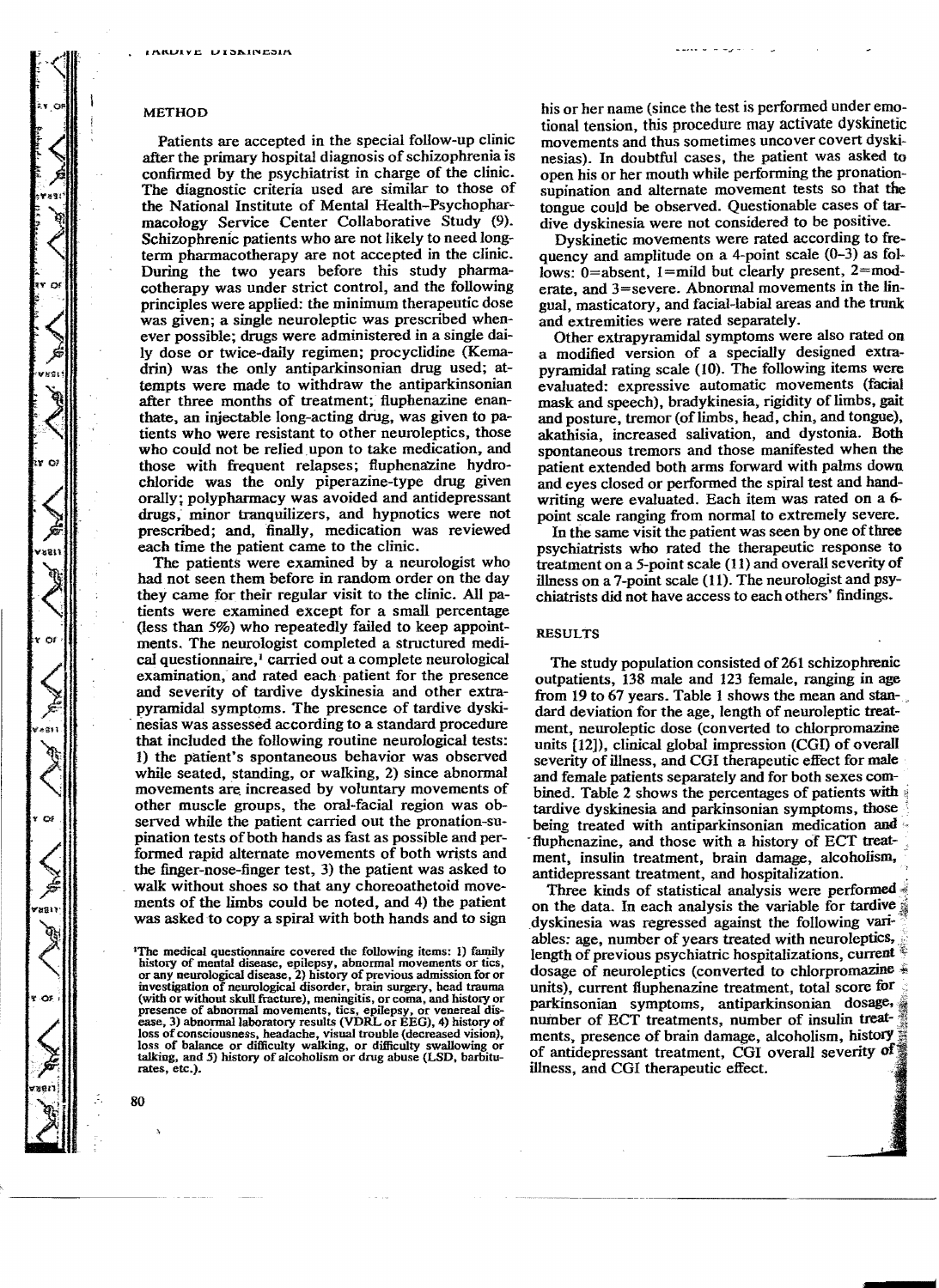## METHOD

Patients are accepted in the special follow-up clinic after the primary hospital diagnosis of schizophrenia is confirmed by the psychiatrist in charge of the clinic. The diagnostic criteria used are similar to those of the National Institute of Mental Health–Psychopharmacology Service Center Collaborative Study (9). Schizophrenic patients who are not likely to need long-term pharmacotherapy are not accepted in the clinic. During the two years before this study pharmacotherapy was under strict control, and the following principles were applied: the minimum therapeutic dose was given; a single neuroleptic was prescribed whenever possible; drugs were administered in a single daily dose or twice-daily regimen; procyclidine (Kemadrin) was the only antiparkinsonian drug used; attempts were made to withdraw the antiparkinsonian after three months of treatment; fluphenazine enanthate, an injectable long-acting drug, was given to patients who were resistant to other neuroleptics, those who could not be relied upon to take medication, and those with frequent relapses; fluphenazine hydrochloride was the only piperazine-type drug given orally; polypharmacy was avoided and antidepressant drugs, minor tranquilizers, and hypnotics were not prescribed; and, finally, medication was reviewed each time the patient came to the clinic.

The patients were examined by a neurologist who had not seen them before in random order on the day they came for their regular visit to the clinic. All patients were examined except for a small percentage (less than 5%) who repeatedly failed to keep appointments. The neurologist completed a structured medical questionnaire,[1] carried out a complete neurological examination, and rated each patient for the presence and severity of tardive dyskinesia and other extrapyramidal symptoms. The presence of tardive dyskinesias was assessed according to a standard procedure that included the following routine neurological tests: 1) the patient's spontaneous behavior was observed while seated, standing, or walking, 2) since abnormal movements are increased by voluntary movements of other muscle groups, the oral-facial region was observed while the patient carried out the pronation-supination tests of both hands as fast as possible and performed rapid alternate movements of both wrists and the finger-nose-finger test, 3) the patient was asked to walk without shoes so that any choreoathetoid movements of the limbs could be noted, and 4) the patient was asked to copy a spiral with both hands and to sign his or her name (since the test is performed under emotional tension, this procedure may activate dyskinetic movements and thus sometimes uncover covert dyskinesias). In doubtful cases, the patient was asked to open his or her mouth while performing the pronation-supination and alternate movement tests so that the tongue could be observed. Questionable cases of tardive dyskinesia were not considered to be positive.

Dyskinetic movements were rated according to frequency and amplitude on a 4-point scale (0–3) as follows: 0=absent, 1=mild but clearly present, 2=moderate, and 3=severe. Abnormal movements in the lingual, masticatory, and facial-labial areas and the trunk and extremities were rated separately.

Other extrapyramidal symptoms were also rated on a modified version of a specially designed extrapyramidal rating scale (10). The following items were evaluated: expressive automatic movements (facial mask and speech), bradykinesia, rigidity of limbs, gait and posture, tremor (of limbs, head, chin, and tongue), akathisia, increased salivation, and dystonia. Both spontaneous tremors and those manifested when the patient extended both arms forward with palms down and eyes closed or performed the spiral test and handwriting were evaluated. Each item was rated on a 6-point scale ranging from normal to extremely severe.

In the same visit the patient was seen by one of three psychiatrists who rated the therapeutic response to treatment on a 5-point scale (11) and overall severity of illness on a 7-point scale (11). The neurologist and psychiatrists did not have access to each others' findings.

## RESULTS

The study population consisted of 261 schizophrenic outpatients, 138 male and 123 female, ranging in age from 19 to 67 years. Table 1 shows the mean and standard deviation for the age, length of neuroleptic treatment, neuroleptic dose (converted to chlorpromazine units [12]), clinical global impression (CGI) of overall severity of illness, and CGI therapeutic effect for male and female patients separately and for both sexes combined. Table 2 shows the percentages of patients with tardive dyskinesia and parkinsonian symptoms, those being treated with antiparkinsonian medication and fluphenazine, and those with a history of ECT treatment, insulin treatment, brain damage, alcoholism, antidepressant treatment, and hospitalization.

Three kinds of statistical analysis were performed on the data. In each analysis the variable for tardive dyskinesia was regressed against the following variables: age, number of years treated with neuroleptics, length of previous psychiatric hospitalizations, current dosage of neuroleptics (converted to chlorpromazine units), current fluphenazine treatment, total score for parkinsonian symptoms, antiparkinsonian dosage, number of ECT treatments, number of insulin treatments, presence of brain damage, alcoholism, history of antidepressant treatment, CGI overall severity of illness, and CGI therapeutic effect.

[1] The medical questionnaire covered the following items: 1) family history of mental disease, epilepsy, abnormal movements or tics, or any neurological disease, 2) history of previous admission for or investigation of neurological disorder, brain surgery, head trauma (with or without skull fracture), meningitis, or coma, and history or presence of abnormal movements, tics, epilepsy, or venereal disease, 3) abnormal laboratory results (VDRL or EEG), 4) history of loss of consciousness, headache, visual trouble (decreased vision), loss of balance or difficulty walking, or difficulty swallowing or talking, and 5) history of alcoholism or drug abuse (LSD, barbiturates, etc.).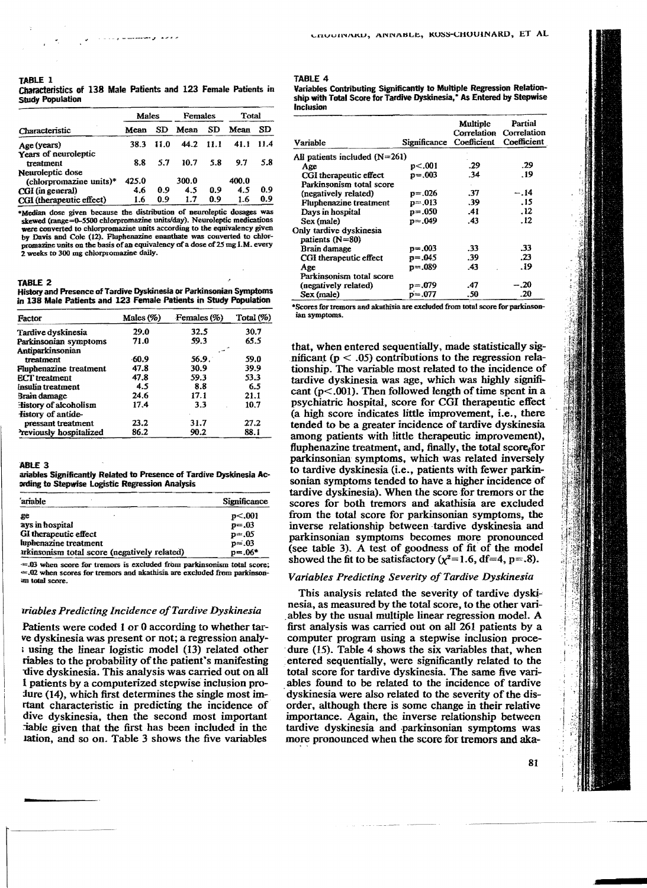**TABLE 1**

**Characteristics of 138 Male Patients and 123 Female Patients in Study Population**

| Characteristic | Males Mean | Males SD | Females Mean | Females SD | Total Mean | Total SD |
|---|---|---|---|---|---|---|
| Age (years) | 38.3 | 11.0 | 44.2 | 11.1 | 41.1 | 11.4 |
| Years of neuroleptic treatment | 8.8 | 5.7 | 10.7 | 5.8 | 9.7 | 5.8 |
| Neuroleptic dose (chlorpromazine units)* | 425.0 | | 300.0 | | 400.0 | |
| CGI (in general) | 4.6 | 0.9 | 4.5 | 0.9 | 4.5 | 0.9 |
| CGI (therapeutic effect) | 1.6 | 0.9 | 1.7 | 0.9 | 1.6 | 0.9 |

*Median dose given because the distribution of neuroleptic dosages was skewed (range=0–5500 chlorpromazine units/day). Neuroleptic medications were converted to chlorpromazine units according to the equivalency given by Davis and Cole (12). Fluphenazine enanthate was converted to chlorpromazine units on the basis of an equivalency of a dose of 25 mg I.M. every 2 weeks to 300 mg chlorpromazine daily.

**TABLE 2**

**History and Presence of Tardive Dyskinesia or Parkinsonian Symptoms in 138 Male Patients and 123 Female Patients in Study Population**

| Factor | Males (%) | Females (%) | Total (%) |
|---|---|---|---|
| Tardive dyskinesia | 29.0 | 32.5 | 30.7 |
| Parkinsonian symptoms | 71.0 | 59.3 | 65.5 |
| Antiparkinsonian treatment | 60.9 | 56.9 | 59.0 |
| Fluphenazine treatment | 47.8 | 30.9 | 39.9 |
| ECT treatment | 47.8 | 59.3 | 53.3 |
| Insulin treatment | 4.5 | 8.8 | 6.5 |
| Brain damage | 24.6 | 17.1 | 21.1 |
| History of alcoholism | 17.4 | 3.3 | 10.7 |
| History of antidepressant treatment | 23.2 | 31.7 | 27.2 |
| Previously hospitalized | 86.2 | 90.2 | 88.1 |

**TABLE 3**

**Variables Significantly Related to Presence of Tardive Dyskinesia According to Stepwise Logistic Regression Analysis**

| Variable | Significance |
|---|---|
| Age | $p<.001$ |
| Days in hospital | $p=.03$ |
| CGI therapeutic effect | $p=.05$ |
| Fluphenazine treatment | $p=.03$ |
| Parkinsonism total score (negatively related) | $p=.06$* |

*$p=.03$ when score for tremors is excluded from parkinsonism total score; $p=.02$ when scores for tremors and akathisia are excluded from parkinsonism total score.

### Variables Predicting Incidence of Tardive Dyskinesia

Patients were coded 1 or 0 according to whether tardive dyskinesia was present or not; a regression analysis using the linear logistic model (13) related other variables to the probability of the patient's manifesting tardive dyskinesia. This analysis was carried out on all 261 patients by a computerized stepwise inclusion procedure (14), which first determines the single most important characteristic in predicting the incidence of tardive dyskinesia, then the second most important variable given that the first has been included in the equation, and so on. Table 3 shows the five variables that, when entered sequentially, made statistically significant ($p < .05$) contributions to the regression relationship. The variable most related to the incidence of tardive dyskinesia was age, which was highly significant ($p<.001$). Then followed length of time spent in a psychiatric hospital, score for CGI therapeutic effect (a high score indicates little improvement, i.e., there tended to be a greater incidence of tardive dyskinesia among patients with little therapeutic improvement), fluphenazine treatment, and, finally, the total score for parkinsonian symptoms, which was related inversely to tardive dyskinesia (i.e., patients with fewer parkinsonian symptoms tended to have a higher incidence of tardive dyskinesia). When the score for tremors or the scores for both tremors and akathisia are excluded from the total score for parkinsonian symptoms, the inverse relationship between tardive dyskinesia and parkinsonian symptoms becomes more pronounced (see table 3). A test of goodness of fit of the model showed the fit to be satisfactory ($\chi^2=1.6$, df=4, $p=.8$).

**TABLE 4**

**Variables Contributing Significantly to Multiple Regression Relationship with Total Score for Tardive Dyskinesia,* As Entered by Stepwise Inclusion**

| Variable | Significance | Multiple Correlation Coefficient | Partial Correlation Coefficient |
|---|---|---|---|
| All patients included (N=261) | | | |
| Age | $p<.001$ | .29 | .29 |
| CGI therapeutic effect | $p=.003$ | .34 | .19 |
| Parkinsonism total score (negatively related) | $p=.026$ | .37 | −.14 |
| Fluphenazine treatment | $p=.013$ | .39 | .15 |
| Days in hospital | $p=.050$ | .41 | .12 |
| Sex (male) | $p=.049$ | .43 | .12 |
| Only tardive dyskinesia patients (N=80) | | | |
| Brain damage | $p=.003$ | .33 | .33 |
| CGI therapeutic effect | $p=.045$ | .39 | .23 |
| Age | $p=.089$ | .43 | .19 |
| Parkinsonism total score (negatively related) | $p=.079$ | .47 | −.20 |
| Sex (male) | $p=.077$ | .50 | .20 |

*Scores for tremors and akathisia are excluded from total score for parkinsonian symptoms.

### Variables Predicting Severity of Tardive Dyskinesia

This analysis related the severity of tardive dyskinesia, as measured by the total score, to the other variables by the usual multiple linear regression model. A first analysis was carried out on all 261 patients by a computer program using a stepwise inclusion procedure (15). Table 4 shows the six variables that, when entered sequentially, were significantly related to the total score for tardive dyskinesia. The same five variables found to be related to the incidence of tardive dyskinesia were also related to the severity of the disorder, although there is some change in their relative importance. Again, the inverse relationship between tardive dyskinesia and parkinsonian symptoms was more pronounced when the score for tremors and aka-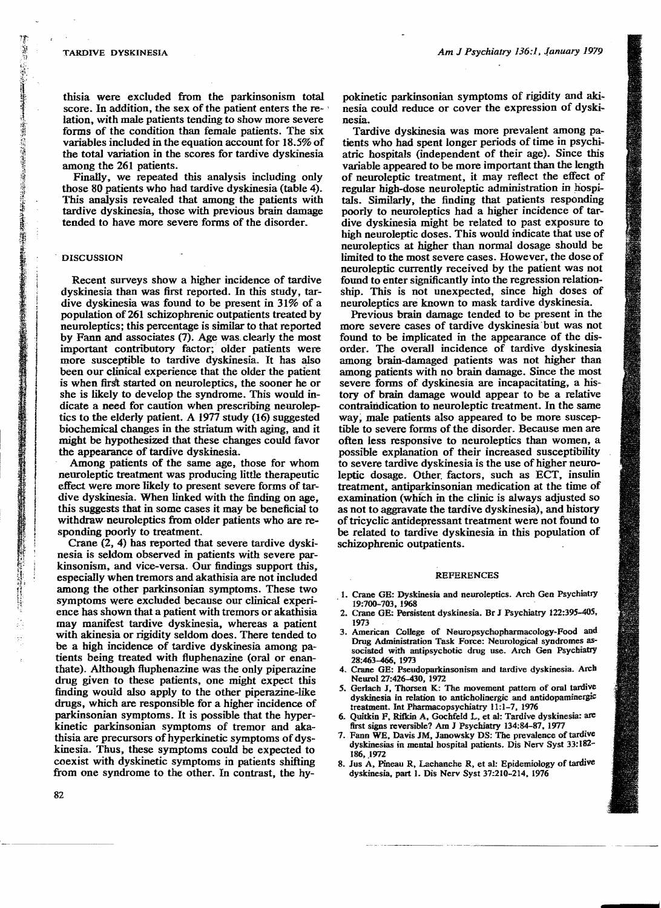thisia were excluded from the parkinsonism total score. In addition, the sex of the patient enters the relation, with male patients tending to show more severe forms of the condition than female patients. The six variables included in the equation account for 18.5% of the total variation in the scores for tardive dyskinesia among the 261 patients.

Finally, we repeated this analysis including only those 80 patients who had tardive dyskinesia (table 4). This analysis revealed that among the patients with tardive dyskinesia, those with previous brain damage tended to have more severe forms of the disorder.

## DISCUSSION

Recent surveys show a higher incidence of tardive dyskinesia than was first reported. In this study, tardive dyskinesia was found to be present in 31% of a population of 261 schizophrenic outpatients treated by neuroleptics; this percentage is similar to that reported by Fann and associates (7). Age was clearly the most important contributory factor; older patients were more susceptible to tardive dyskinesia. It has also been our clinical experience that the older the patient is when first started on neuroleptics, the sooner he or she is likely to develop the syndrome. This would indicate a need for caution when prescribing neuroleptics to the elderly patient. A 1977 study (16) suggested biochemical changes in the striatum with aging, and it might be hypothesized that these changes could favor the appearance of tardive dyskinesia.

Among patients of the same age, those for whom neuroleptic treatment was producing little therapeutic effect were more likely to present severe forms of tardive dyskinesia. When linked with the finding on age, this suggests that in some cases it may be beneficial to withdraw neuroleptics from older patients who are responding poorly to treatment.

Crane (2, 4) has reported that severe tardive dyskinesia is seldom observed in patients with severe parkinsonism, and vice-versa. Our findings support this, especially when tremors and akathisia are not included among the other parkinsonian symptoms. These two symptoms were excluded because our clinical experience has shown that a patient with tremors or akathisia may manifest tardive dyskinesia, whereas a patient with akinesia or rigidity seldom does. There tended to be a high incidence of tardive dyskinesia among patients being treated with fluphenazine (oral or enanthate). Although fluphenazine was the only piperazine drug given to these patients, one might expect this finding would also apply to the other piperazine-like drugs, which are responsible for a higher incidence of parkinsonian symptoms. It is possible that the hyperkinetic parkinsonian symptoms of tremor and akathisia are precursors of hyperkinetic symptoms of dyskinesia. Thus, these symptoms could be expected to coexist with dyskinetic symptoms in patients shifting from one syndrome to the other. In contrast, the hypokinetic parkinsonian symptoms of rigidity and akinesia could reduce or cover the expression of dyskinesia.

Tardive dyskinesia was more prevalent among patients who had spent longer periods of time in psychiatric hospitals (independent of their age). Since this variable appeared to be more important than the length of neuroleptic treatment, it may reflect the effect of regular high-dose neuroleptic administration in hospitals. Similarly, the finding that patients responding poorly to neuroleptics had a higher incidence of tardive dyskinesia might be related to past exposure to high neuroleptic doses. This would indicate that use of neuroleptics at higher than normal dosage should be limited to the most severe cases. However, the dose of neuroleptic currently received by the patient was not found to enter significantly into the regression relationship. This is not unexpected, since high doses of neuroleptics are known to mask tardive dyskinesia.

Previous brain damage tended to be present in the more severe cases of tardive dyskinesia but was not found to be implicated in the appearance of the disorder. The overall incidence of tardive dyskinesia among brain-damaged patients was not higher than among patients with no brain damage. Since the most severe forms of dyskinesia are incapacitating, a history of brain damage would appear to be a relative contraindication to neuroleptic treatment. In the same way, male patients also appeared to be more susceptible to severe forms of the disorder. Because men are often less responsive to neuroleptics than women, a possible explanation of their increased susceptibility to severe tardive dyskinesia is the use of higher neuroleptic dosage. Other factors, such as ECT, insulin treatment, antiparkinsonian medication at the time of examination (which in the clinic is always adjusted so as not to aggravate the tardive dyskinesia), and history of tricyclic antidepressant treatment were not found to be related to tardive dyskinesia in this population of schizophrenic outpatients.

## REFERENCES

1. Crane GE: Dyskinesia and neuroleptics. Arch Gen Psychiatry 19:700–703, 1968
2. Crane GE: Persistent dyskinesia. Br J Psychiatry 122:395–405, 1973
3. American College of Neuropsychopharmacology-Food and Drug Administration Task Force: Neurological syndromes associated with antipsychotic drug use. Arch Gen Psychiatry 28:463–466, 1973
4. Crane GE: Pseudoparkinsonism and tardive dyskinesia. Arch Neurol 27:426–430, 1972
5. Gerlach J, Thorsen K: The movement pattern of oral tardive dyskinesia in relation to anticholinergic and antidopaminergic treatment. Int Pharmacopsychiatry 11:1–7, 1976
6. Quitkin F, Rifkin A, Gochfeld L, et al: Tardive dyskinesia: are first signs reversible? Am J Psychiatry 134:84–87, 1977
7. Fann WE, Davis JM, Janowsky DS: The prevalence of tardive dyskinesias in mental hospital patients. Dis Nerv Syst 33:182–186, 1972
8. Jus A, Pineau R, Lachanche R, et al: Epidemiology of tardive dyskinesia, part 1. Dis Nerv Syst 37:210–214, 1976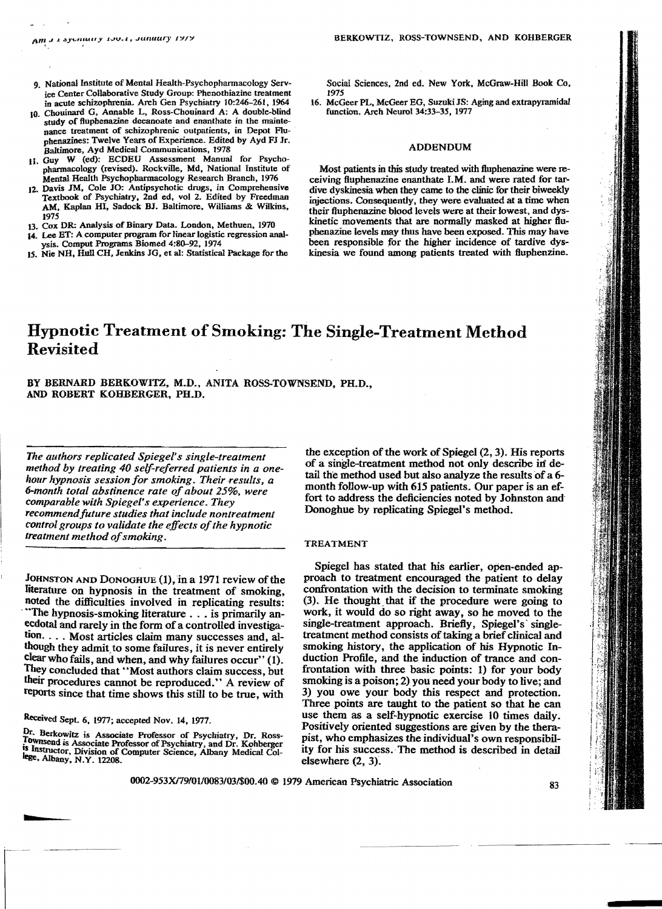9. National Institute of Mental Health-Psychopharmacology Service Center Collaborative Study Group: Phenothiazine treatment in acute schizophrenia. Arch Gen Psychiatry 10:246–261, 1964
10. Chouinard G, Annable L, Ross-Chouinard A: A double-blind study of fluphenazine decanoate and enanthate in the maintenance treatment of schizophrenic outpatients, in Depot Fluphenazines: Twelve Years of Experience. Edited by Ayd FJ Jr. Baltimore, Ayd Medical Communications, 1978
11. Guy W (ed): ECDEU Assessment Manual for Psychopharmacology (revised). Rockville, Md, National Institute of Mental Health Psychopharmacology Research Branch, 1976
12. Davis JM, Cole JO: Antipsychotic drugs, in Comprehensive Textbook of Psychiatry, 2nd ed, vol 2. Edited by Freedman AM, Kaplan HI, Sadock BJ. Baltimore, Williams & Wilkins, 1975
13. Cox DR: Analysis of Binary Data. London, Methuen, 1970
14. Lee ET: A computer program for linear logistic regression analysis. Comput Programs Biomed 4:80–92, 1974
15. Nie NH, Hull CH, Jenkins JG, et al: Statistical Package for the Social Sciences, 2nd ed. New York, McGraw-Hill Book Co, 1975
16. McGeer PL, McGeer EG, Suzuki JS: Aging and extrapyramidal function. Arch Neurol 34:33–35, 1977

## ADDENDUM

Most patients in this study treated with fluphenazine were receiving fluphenazine enanthate I.M. and were rated for tardive dyskinesia when they came to the clinic for their biweekly injections. Consequently, they were evaluated at a time when their fluphenazine blood levels were at their lowest, and dyskinetic movements that are normally masked at higher fluphenazine levels may thus have been exposed. This may have been responsible for the higher incidence of tardive dyskinesia we found among patients treated with fluphenzine.

# Hypnotic Treatment of Smoking: The Single-Treatment Method Revisited

BY BERNARD BERKOWITZ, M.D., ANITA ROSS-TOWNSEND, PH.D., AND ROBERT KOHBERGER, PH.D.

*The authors replicated Spiegel's single-treatment method by treating 40 self-referred patients in a one-hour hypnosis session for smoking. Their results, a 6-month total abstinence rate of about 25%, were comparable with Spiegel's experience. They recommend future studies that include nontreatment control groups to validate the effects of the hypnotic treatment method of smoking.*

JOHNSTON AND DONOGHUE (1), in a 1971 review of the literature on hypnosis in the treatment of smoking, noted the difficulties involved in replicating results: "The hypnosis-smoking literature . . . is primarily anecdotal and rarely in the form of a controlled investigation. . . . Most articles claim many successes and, although they admit to some failures, it is never entirely clear who fails, and when, and why failures occur" (1). They concluded that "Most authors claim success, but their procedures cannot be reproduced." A review of reports since that time shows this still to be true, with the exception of the work of Spiegel (2, 3). His reports of a single-treatment method not only describe in detail the method used but also analyze the results of a 6-month follow-up with 615 patients. Our paper is an effort to address the deficiencies noted by Johnston and Donoghue by replicating Spiegel's method.

## TREATMENT

Spiegel has stated that his earlier, open-ended approach to treatment encouraged the patient to delay confrontation with the decision to terminate smoking (3). He thought that if the procedure were going to work, it would do so right away, so he moved to the single-treatment approach. Briefly, Spiegel's single-treatment method consists of taking a brief clinical and smoking history, the application of his Hypnotic Induction Profile, and the induction of trance and confrontation with three basic points: 1) for your body smoking is a poison; 2) you need your body to live; and 3) you owe your body this respect and protection. Three points are taught to the patient so that he can use them as a self-hypnotic exercise 10 times daily. Positively oriented suggestions are given by the therapist, who emphasizes the individual's own responsibility for his success. The method is described in detail elsewhere (2, 3).

Received Sept. 6, 1977; accepted Nov. 14, 1977.

Dr. Berkowitz is Associate Professor of Psychiatry, Dr. Ross-Townsend is Associate Professor of Psychiatry, and Dr. Kohberger is Instructor, Division of Computer Science, Albany Medical College, Albany, N.Y. 12208.

0002-953X/79/01/0083/03/$00.40 © 1979 American Psychiatric Association